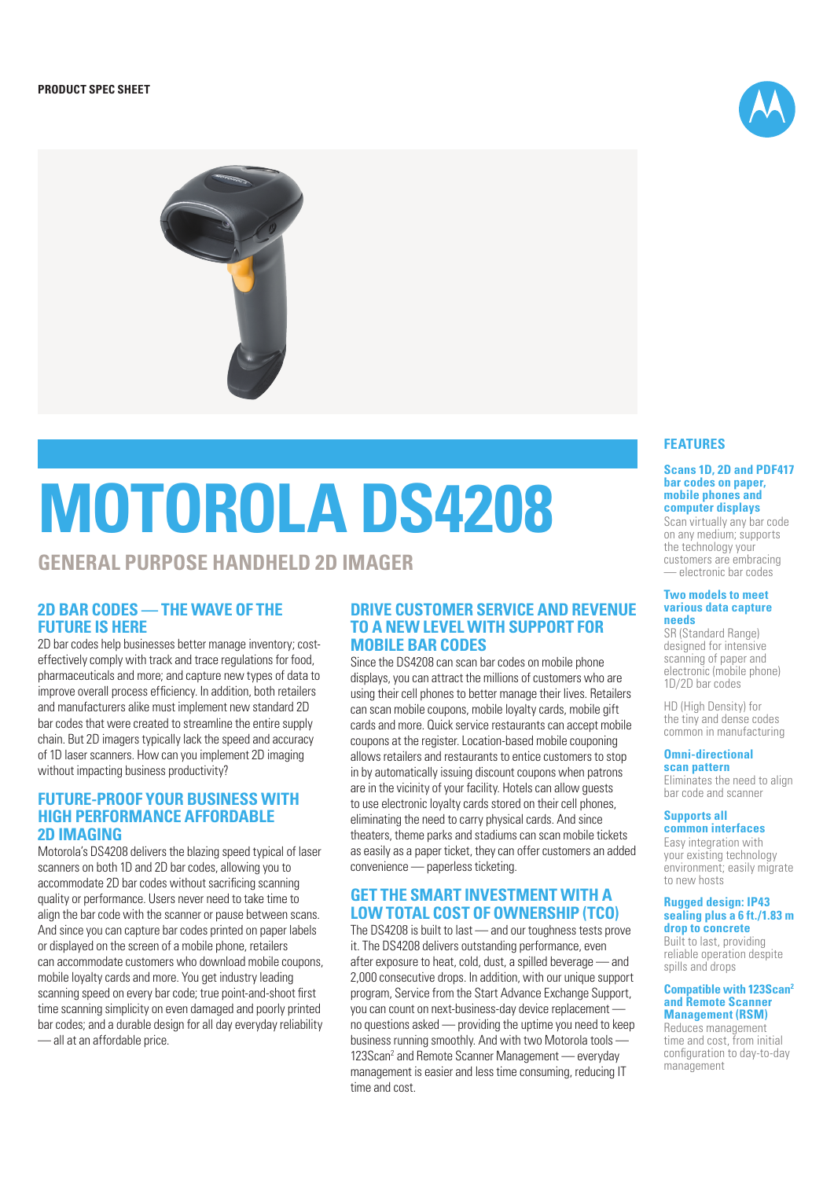PRODUCT SPEC SHEET

# MOTOROLA DS4208

## GENERAL PURPOSE HANDHELD 2D IMAGER

### 2D BAR CODES — THE WAVE OF THE FUTURE IS HERE

2D bar codes help businesses better manage inventory; cost-effectively comply with track and trace regulations for food, pharmaceuticals and more; and capture new types of data to improve overall process efficiency. In addition, both retailers and manufacturers alike must implement new standard 2D bar codes that were created to streamline the entire supply chain. But 2D imagers typically lack the speed and accuracy of 1D laser scanners. How can you implement 2D imaging without impacting business productivity?

### FUTURE-PROOF YOUR BUSINESS WITH HIGH PERFORMANCE AFFORDABLE 2D IMAGING

Motorola's DS4208 delivers the blazing speed typical of laser scanners on both 1D and 2D bar codes, allowing you to accommodate 2D bar codes without sacrificing scanning quality or performance. Users never need to take time to align the bar code with the scanner or pause between scans. And since you can capture bar codes printed on paper labels or displayed on the screen of a mobile phone, retailers can accommodate customers who download mobile coupons, mobile loyalty cards and more. You get industry leading scanning speed on every bar code; true point-and-shoot first time scanning simplicity on even damaged and poorly printed bar codes; and a durable design for all day everyday reliability — all at an affordable price.

### DRIVE CUSTOMER SERVICE AND REVENUE TO A NEW LEVEL WITH SUPPORT FOR MOBILE BAR CODES

Since the DS4208 can scan bar codes on mobile phone displays, you can attract the millions of customers who are using their cell phones to better manage their lives. Retailers can scan mobile coupons, mobile loyalty cards, mobile gift cards and more. Quick service restaurants can accept mobile coupons at the register. Location-based mobile couponing allows retailers and restaurants to entice customers to stop in by automatically issuing discount coupons when patrons are in the vicinity of your facility. Hotels can allow guests to use electronic loyalty cards stored on their cell phones, eliminating the need to carry physical cards. And since theaters, theme parks and stadiums can scan mobile tickets as easily as a paper ticket, they can offer customers an added convenience — paperless ticketing.

### GET THE SMART INVESTMENT WITH A LOW TOTAL COST OF OWNERSHIP (TCO)

The DS4208 is built to last — and our toughness tests prove it. The DS4208 delivers outstanding performance, even after exposure to heat, cold, dust, a spilled beverage — and 2,000 consecutive drops. In addition, with our unique support program, Service from the Start Advance Exchange Support, you can count on next-business-day device replacement — no questions asked — providing the uptime you need to keep business running smoothly. And with two Motorola tools — 123Scan[2] and Remote Scanner Management — everyday management is easier and less time consuming, reducing IT time and cost.

### FEATURES

**Scans 1D, 2D and PDF417 bar codes on paper, mobile phones and computer displays**
Scan virtually any bar code on any medium; supports the technology your customers are embracing — electronic bar codes

**Two models to meet various data capture needs**
SR (Standard Range) designed for intensive scanning of paper and electronic (mobile phone) 1D/2D bar codes

HD (High Density) for the tiny and dense codes common in manufacturing

**Omni-directional scan pattern**
Eliminates the need to align bar code and scanner

**Supports all common interfaces**
Easy integration with your existing technology environment; easily migrate to new hosts

**Rugged design: IP43 sealing plus a 6 ft./1.83 m drop to concrete**
Built to last, providing reliable operation despite spills and drops

**Compatible with 123Scan[2] and Remote Scanner Management (RSM)**
Reduces management time and cost, from initial configuration to day-to-day management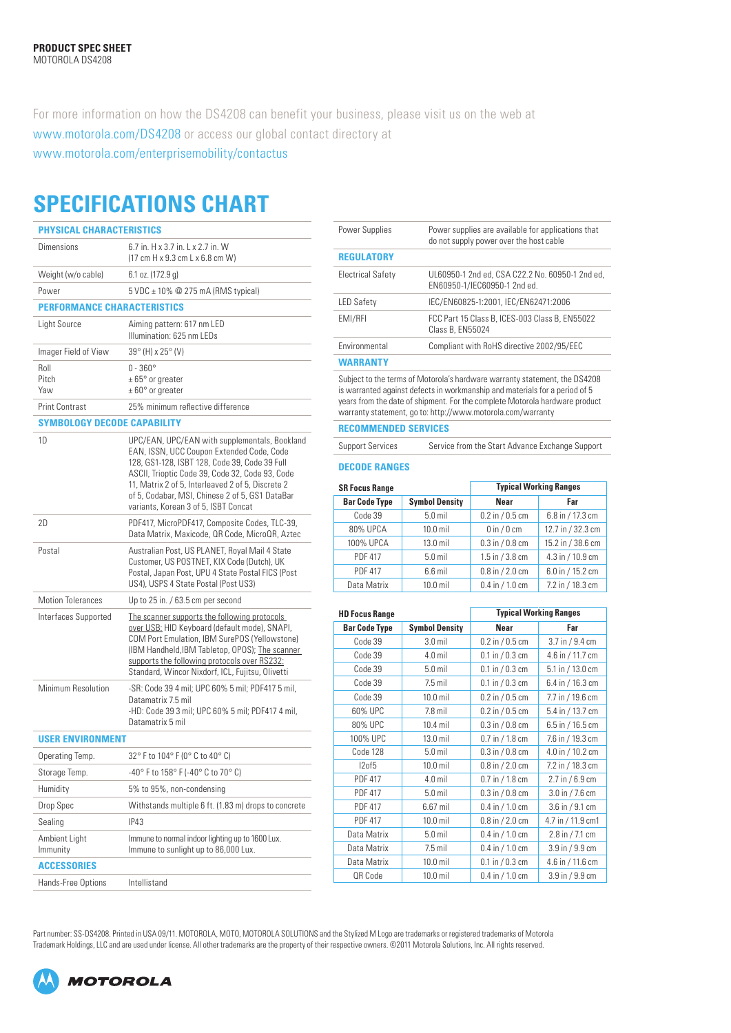**PRODUCT SPEC SHEET**
MOTOROLA DS4208

For more information on how the DS4208 can benefit your business, please visit us on the web at www.motorola.com/DS4208 or access our global contact directory at www.motorola.com/enterprisemobility/contactus

# SPECIFICATIONS CHART

| | |
|---|---|
| **PHYSICAL CHARACTERISTICS** | |
| Dimensions | 6.7 in. H x 3.7 in. L x 2.7 in. W (17 cm H x 9.3 cm L x 6.8 cm W) |
| Weight (w/o cable) | 6.1 oz. (172.9 g) |
| Power | 5 VDC ± 10% @ 275 mA (RMS typical) |
| **PERFORMANCE CHARACTERISTICS** | |
| Light Source | Aiming pattern: 617 nm LED<br>Illumination: 625 nm LEDs |
| Imager Field of View | 39° (H) x 25° (V) |
| Roll<br>Pitch<br>Yaw | 0 - 360°<br>± 65° or greater<br>± 60° or greater |
| Print Contrast | 25% minimum reflective difference |
| **SYMBOLOGY DECODE CAPABILITY** | |
| 1D | UPC/EAN, UPC/EAN with supplementals, Bookland EAN, ISSN, UCC Coupon Extended Code, Code 128, GS1-128, ISBT 128, Code 39, Code 39 Full ASCII, Trioptic Code 39, Code 32, Code 93, Code 11, Matrix 2 of 5, Interleaved 2 of 5, Discrete 2 of 5, Codabar, MSI, Chinese 2 of 5, GS1 DataBar variants, Korean 3 of 5, ISBT Concat |
| 2D | PDF417, MicroPDF417, Composite Codes, TLC-39, Data Matrix, Maxicode, QR Code, MicroQR, Aztec |
| Postal | Australian Post, US PLANET, Royal Mail 4 State Customer, US POSTNET, KIX Code (Dutch), UK Postal, Japan Post, UPU 4 State Postal FICS (Post US4), USPS 4 State Postal (Post US3) |
| Motion Tolerances | Up to 25 in. / 63.5 cm per second |
| Interfaces Supported | The scanner supports the following protocols over USB: HID Keyboard (default mode), SNAPI, COM Port Emulation, IBM SurePOS (Yellowstone) (IBM Handheld,IBM Tabletop, OPOS); The scanner supports the following protocols over RS232: Standard, Wincor Nixdorf, ICL, Fujitsu, Olivetti |
| Minimum Resolution | -SR: Code 39 4 mil; UPC 60% 5 mil; PDF417 5 mil, Datamatrix 7.5 mil<br>-HD: Code 39 3 mil; UPC 60% 5 mil; PDF417 4 mil, Datamatrix 5 mil |
| **USER ENVIRONMENT** | |
| Operating Temp. | 32° F to 104° F (0° C to 40° C) |
| Storage Temp. | -40° F to 158° F (-40° C to 70° C) |
| Humidity | 5% to 95%, non-condensing |
| Drop Spec | Withstands multiple 6 ft. (1.83 m) drops to concrete |
| Sealing | IP43 |
| Ambient Light Immunity | Immune to normal indoor lighting up to 1600 Lux. Immune to sunlight up to 86,000 Lux. |
| **ACCESSORIES** | |
| Hands-Free Options | Intellistand |
| Power Supplies | Power supplies are available for applications that do not supply power over the host cable |
| **REGULATORY** | |
| Electrical Safety | UL60950-1 2nd ed, CSA C22.2 No. 60950-1 2nd ed, EN60950-1/IEC60950-1 2nd ed. |
| LED Safety | IEC/EN60825-1:2001, IEC/EN62471:2006 |
| EMI/RFI | FCC Part 15 Class B, ICES-003 Class B, EN55022 Class B, EN55024 |
| Environmental | Compliant with RoHS directive 2002/95/EEC |

**WARRANTY**

Subject to the terms of Motorola's hardware warranty statement, the DS4208 is warranted against defects in workmanship and materials for a period of 5 years from the date of shipment. For the complete Motorola hardware product warranty statement, go to: http://www.motorola.com/warranty

**RECOMMENDED SERVICES**

| | |
|---|---|
| Support Services | Service from the Start Advance Exchange Support |

**DECODE RANGES**

| SR Focus Range | | Typical Working Ranges | |
|---|---|---|---|
| **Bar Code Type** | **Symbol Density** | **Near** | **Far** |
| Code 39 | 5.0 mil | 0.2 in / 0.5 cm | 6.8 in / 17.3 cm |
| 80% UPCA | 10.0 mil | 0 in / 0 cm | 12.7 in / 32.3 cm |
| 100% UPCA | 13.0 mil | 0.3 in / 0.8 cm | 15.2 in / 38.6 cm |
| PDF 417 | 5.0 mil | 1.5 in / 3.8 cm | 4.3 in / 10.9 cm |
| PDF 417 | 6.6 mil | 0.8 in / 2.0 cm | 6.0 in / 15.2 cm |
| Data Matrix | 10.0 mil | 0.4 in / 1.0 cm | 7.2 in / 18.3 cm |

| HD Focus Range | | Typical Working Ranges | |
|---|---|---|---|
| **Bar Code Type** | **Symbol Density** | **Near** | **Far** |
| Code 39 | 3.0 mil | 0.2 in / 0.5 cm | 3.7 in / 9.4 cm |
| Code 39 | 4.0 mil | 0.1 in / 0.3 cm | 4.6 in / 11.7 cm |
| Code 39 | 5.0 mil | 0.1 in / 0.3 cm | 5.1 in / 13.0 cm |
| Code 39 | 7.5 mil | 0.1 in / 0.3 cm | 6.4 in / 16.3 cm |
| Code 39 | 10.0 mil | 0.2 in / 0.5 cm | 7.7 in / 19.6 cm |
| 60% UPC | 7.8 mil | 0.2 in / 0.5 cm | 5.4 in / 13.7 cm |
| 80% UPC | 10.4 mil | 0.3 in / 0.8 cm | 6.5 in / 16.5 cm |
| 100% UPC | 13.0 mil | 0.7 in / 1.8 cm | 7.6 in / 19.3 cm |
| Code 128 | 5.0 mil | 0.3 in / 0.8 cm | 4.0 in / 10.2 cm |
| I2of5 | 10.0 mil | 0.8 in / 2.0 cm | 7.2 in / 18.3 cm |
| PDF 417 | 4.0 mil | 0.7 in / 1.8 cm | 2.7 in / 6.9 cm |
| PDF 417 | 5.0 mil | 0.3 in / 0.8 cm | 3.0 in / 7.6 cm |
| PDF 417 | 6.67 mil | 0.4 in / 1.0 cm | 3.6 in / 9.1 cm |
| PDF 417 | 10.0 mil | 0.8 in / 2.0 cm | 4.7 in / 11.9 cm1 |
| Data Matrix | 5.0 mil | 0.4 in / 1.0 cm | 2.8 in / 7.1 cm |
| Data Matrix | 7.5 mil | 0.4 in / 1.0 cm | 3.9 in / 9.9 cm |
| Data Matrix | 10.0 mil | 0.1 in / 0.3 cm | 4.6 in / 11.6 cm |
| QR Code | 10.0 mil | 0.4 in / 1.0 cm | 3.9 in / 9.9 cm |

Part number: SS-DS4208. Printed in USA 09/11. MOTOROLA, MOTO, MOTOROLA SOLUTIONS and the Stylized M Logo are trademarks or registered trademarks of Motorola Trademark Holdings, LLC and are used under license. All other trademarks are the property of their respective owners. ©2011 Motorola Solutions, Inc. All rights reserved.

MOTOROLA